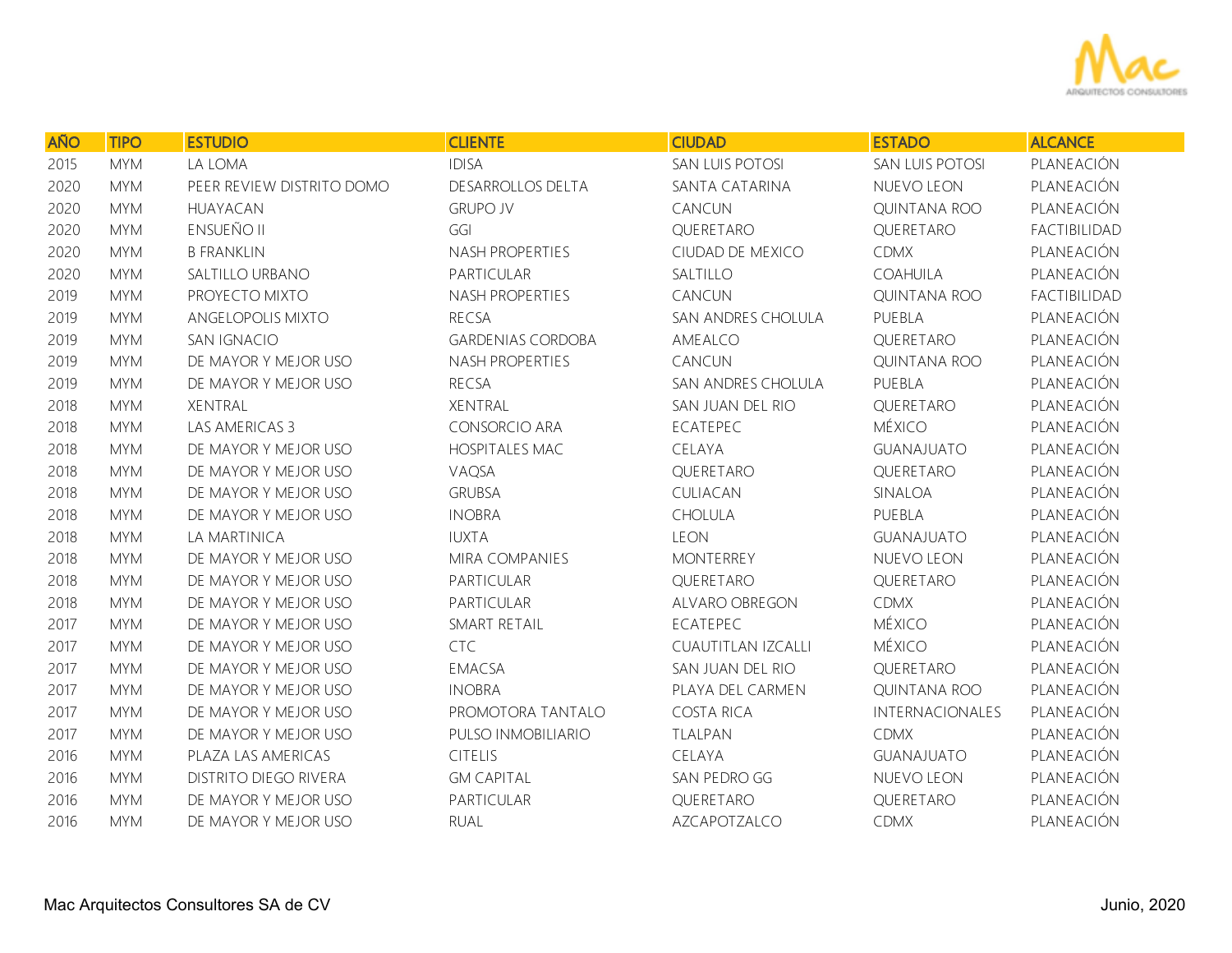| AÑO | TIPO | ESTUDIO | CLIENTE | CIUDAD | ESTADO | ALCANCE |
|---|---|---|---|---|---|---|
| 2015 | MYM | LA LOMA | IDISA | SAN LUIS POTOSI | SAN LUIS POTOSI | PLANEACIÓN |
| 2020 | MYM | PEER REVIEW DISTRITO DOMO | DESARROLLOS DELTA | SANTA CATARINA | NUEVO LEON | PLANEACIÓN |
| 2020 | MYM | HUAYACAN | GRUPO JV | CANCUN | QUINTANA ROO | PLANEACIÓN |
| 2020 | MYM | ENSUEÑO II | GGI | QUERETARO | QUERETARO | FACTIBILIDAD |
| 2020 | MYM | B FRANKLIN | NASH PROPERTIES | CIUDAD DE MEXICO | CDMX | PLANEACIÓN |
| 2020 | MYM | SALTILLO URBANO | PARTICULAR | SALTILLO | COAHUILA | PLANEACIÓN |
| 2019 | MYM | PROYECTO MIXTO | NASH PROPERTIES | CANCUN | QUINTANA ROO | FACTIBILIDAD |
| 2019 | MYM | ANGELOPOLIS MIXTO | RECSA | SAN ANDRES CHOLULA | PUEBLA | PLANEACIÓN |
| 2019 | MYM | SAN IGNACIO | GARDENIAS CORDOBA | AMEALCO | QUERETARO | PLANEACIÓN |
| 2019 | MYM | DE MAYOR Y MEJOR USO | NASH PROPERTIES | CANCUN | QUINTANA ROO | PLANEACIÓN |
| 2019 | MYM | DE MAYOR Y MEJOR USO | RECSA | SAN ANDRES CHOLULA | PUEBLA | PLANEACIÓN |
| 2018 | MYM | XENTRAL | XENTRAL | SAN JUAN DEL RIO | QUERETARO | PLANEACIÓN |
| 2018 | MYM | LAS AMERICAS 3 | CONSORCIO ARA | ECATEPEC | MÉXICO | PLANEACIÓN |
| 2018 | MYM | DE MAYOR Y MEJOR USO | HOSPITALES MAC | CELAYA | GUANAJUATO | PLANEACIÓN |
| 2018 | MYM | DE MAYOR Y MEJOR USO | VAQSA | QUERETARO | QUERETARO | PLANEACIÓN |
| 2018 | MYM | DE MAYOR Y MEJOR USO | GRUBSA | CULIACAN | SINALOA | PLANEACIÓN |
| 2018 | MYM | DE MAYOR Y MEJOR USO | INOBRA | CHOLULA | PUEBLA | PLANEACIÓN |
| 2018 | MYM | LA MARTINICA | IUXTA | LEON | GUANAJUATO | PLANEACIÓN |
| 2018 | MYM | DE MAYOR Y MEJOR USO | MIRA COMPANIES | MONTERREY | NUEVO LEON | PLANEACIÓN |
| 2018 | MYM | DE MAYOR Y MEJOR USO | PARTICULAR | QUERETARO | QUERETARO | PLANEACIÓN |
| 2018 | MYM | DE MAYOR Y MEJOR USO | PARTICULAR | ALVARO OBREGON | CDMX | PLANEACIÓN |
| 2017 | MYM | DE MAYOR Y MEJOR USO | SMART RETAIL | ECATEPEC | MÉXICO | PLANEACIÓN |
| 2017 | MYM | DE MAYOR Y MEJOR USO | CTC | CUAUTITLAN IZCALLI | MÉXICO | PLANEACIÓN |
| 2017 | MYM | DE MAYOR Y MEJOR USO | EMACSA | SAN JUAN DEL RIO | QUERETARO | PLANEACIÓN |
| 2017 | MYM | DE MAYOR Y MEJOR USO | INOBRA | PLAYA DEL CARMEN | QUINTANA ROO | PLANEACIÓN |
| 2017 | MYM | DE MAYOR Y MEJOR USO | PROMOTORA TANTALO | COSTA RICA | INTERNACIONALES | PLANEACIÓN |
| 2017 | MYM | DE MAYOR Y MEJOR USO | PULSO INMOBILIARIO | TLALPAN | CDMX | PLANEACIÓN |
| 2016 | MYM | PLAZA LAS AMERICAS | CITELIS | CELAYA | GUANAJUATO | PLANEACIÓN |
| 2016 | MYM | DISTRITO DIEGO RIVERA | GM CAPITAL | SAN PEDRO GG | NUEVO LEON | PLANEACIÓN |
| 2016 | MYM | DE MAYOR Y MEJOR USO | PARTICULAR | QUERETARO | QUERETARO | PLANEACIÓN |
| 2016 | MYM | DE MAYOR Y MEJOR USO | RUAL | AZCAPOTZALCO | CDMX | PLANEACIÓN |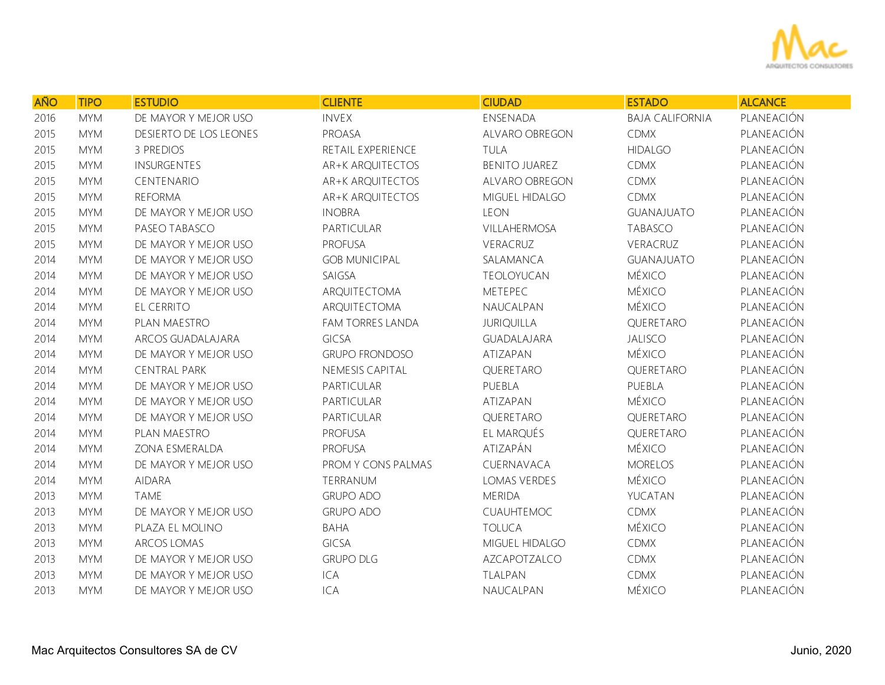| AÑO | TIPO | ESTUDIO | CLIENTE | CIUDAD | ESTADO | ALCANCE |
|---|---|---|---|---|---|---|
| 2016 | MYM | DE MAYOR Y MEJOR USO | INVEX | ENSENADA | BAJA CALIFORNIA | PLANEACIÓN |
| 2015 | MYM | DESIERTO DE LOS LEONES | PROASA | ALVARO OBREGON | CDMX | PLANEACIÓN |
| 2015 | MYM | 3 PREDIOS | RETAIL EXPERIENCE | TULA | HIDALGO | PLANEACIÓN |
| 2015 | MYM | INSURGENTES | AR+K ARQUITECTOS | BENITO JUAREZ | CDMX | PLANEACIÓN |
| 2015 | MYM | CENTENARIO | AR+K ARQUITECTOS | ALVARO OBREGON | CDMX | PLANEACIÓN |
| 2015 | MYM | REFORMA | AR+K ARQUITECTOS | MIGUEL HIDALGO | CDMX | PLANEACIÓN |
| 2015 | MYM | DE MAYOR Y MEJOR USO | INOBRA | LEON | GUANAJUATO | PLANEACIÓN |
| 2015 | MYM | PASEO TABASCO | PARTICULAR | VILLAHERMOSA | TABASCO | PLANEACIÓN |
| 2015 | MYM | DE MAYOR Y MEJOR USO | PROFUSA | VERACRUZ | VERACRUZ | PLANEACIÓN |
| 2014 | MYM | DE MAYOR Y MEJOR USO | GOB MUNICIPAL | SALAMANCA | GUANAJUATO | PLANEACIÓN |
| 2014 | MYM | DE MAYOR Y MEJOR USO | SAIGSA | TEOLOYUCAN | MÉXICO | PLANEACIÓN |
| 2014 | MYM | DE MAYOR Y MEJOR USO | ARQUITECTOMA | METEPEC | MÉXICO | PLANEACIÓN |
| 2014 | MYM | EL CERRITO | ARQUITECTOMA | NAUCALPAN | MÉXICO | PLANEACIÓN |
| 2014 | MYM | PLAN MAESTRO | FAM TORRES LANDA | JURIQUILLA | QUERETARO | PLANEACIÓN |
| 2014 | MYM | ARCOS GUADALAJARA | GICSA | GUADALAJARA | JALISCO | PLANEACIÓN |
| 2014 | MYM | DE MAYOR Y MEJOR USO | GRUPO FRONDOSO | ATIZAPAN | MÉXICO | PLANEACIÓN |
| 2014 | MYM | CENTRAL PARK | NEMESIS CAPITAL | QUERETARO | QUERETARO | PLANEACIÓN |
| 2014 | MYM | DE MAYOR Y MEJOR USO | PARTICULAR | PUEBLA | PUEBLA | PLANEACIÓN |
| 2014 | MYM | DE MAYOR Y MEJOR USO | PARTICULAR | ATIZAPAN | MÉXICO | PLANEACIÓN |
| 2014 | MYM | DE MAYOR Y MEJOR USO | PARTICULAR | QUERETARO | QUERETARO | PLANEACIÓN |
| 2014 | MYM | PLAN MAESTRO | PROFUSA | EL MARQUÉS | QUERETARO | PLANEACIÓN |
| 2014 | MYM | ZONA ESMERALDA | PROFUSA | ATIZAPÁN | MÉXICO | PLANEACIÓN |
| 2014 | MYM | DE MAYOR Y MEJOR USO | PROM Y CONS PALMAS | CUERNAVACA | MORELOS | PLANEACIÓN |
| 2014 | MYM | AIDARA | TERRANUM | LOMAS VERDES | MÉXICO | PLANEACIÓN |
| 2013 | MYM | TAME | GRUPO ADO | MERIDA | YUCATAN | PLANEACIÓN |
| 2013 | MYM | DE MAYOR Y MEJOR USO | GRUPO ADO | CUAUHTEMOC | CDMX | PLANEACIÓN |
| 2013 | MYM | PLAZA EL MOLINO | BAHA | TOLUCA | MÉXICO | PLANEACIÓN |
| 2013 | MYM | ARCOS LOMAS | GICSA | MIGUEL HIDALGO | CDMX | PLANEACIÓN |
| 2013 | MYM | DE MAYOR Y MEJOR USO | GRUPO DLG | AZCAPOTZALCO | CDMX | PLANEACIÓN |
| 2013 | MYM | DE MAYOR Y MEJOR USO | ICA | TLALPAN | CDMX | PLANEACIÓN |
| 2013 | MYM | DE MAYOR Y MEJOR USO | ICA | NAUCALPAN | MÉXICO | PLANEACIÓN |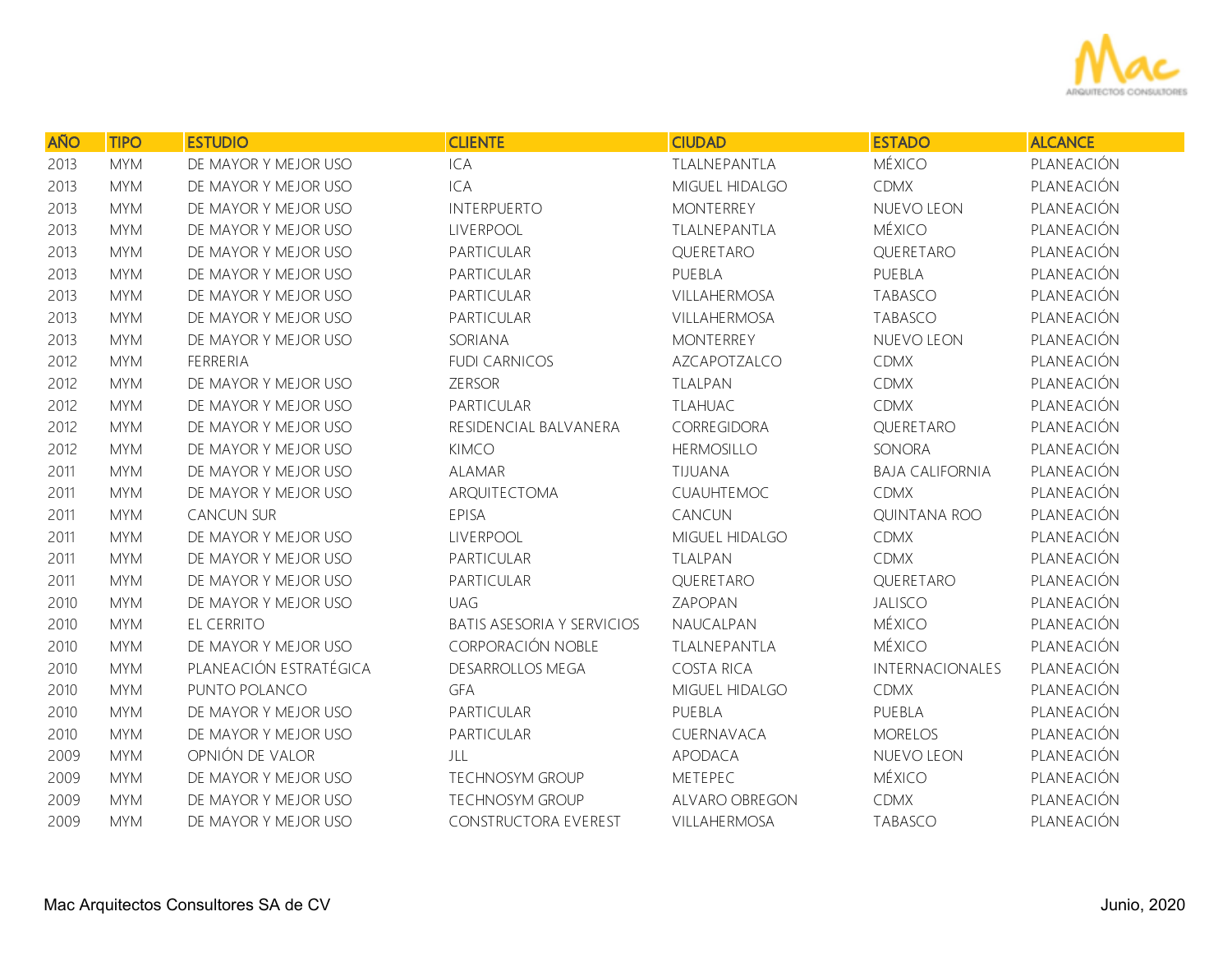| AÑO | TIPO | ESTUDIO | CLIENTE | CIUDAD | ESTADO | ALCANCE |
|---|---|---|---|---|---|---|
| 2013 | MYM | DE MAYOR Y MEJOR USO | ICA | TLALNEPANTLA | MÉXICO | PLANEACIÓN |
| 2013 | MYM | DE MAYOR Y MEJOR USO | ICA | MIGUEL HIDALGO | CDMX | PLANEACIÓN |
| 2013 | MYM | DE MAYOR Y MEJOR USO | INTERPUERTO | MONTERREY | NUEVO LEON | PLANEACIÓN |
| 2013 | MYM | DE MAYOR Y MEJOR USO | LIVERPOOL | TLALNEPANTLA | MÉXICO | PLANEACIÓN |
| 2013 | MYM | DE MAYOR Y MEJOR USO | PARTICULAR | QUERETARO | QUERETARO | PLANEACIÓN |
| 2013 | MYM | DE MAYOR Y MEJOR USO | PARTICULAR | PUEBLA | PUEBLA | PLANEACIÓN |
| 2013 | MYM | DE MAYOR Y MEJOR USO | PARTICULAR | VILLAHERMOSA | TABASCO | PLANEACIÓN |
| 2013 | MYM | DE MAYOR Y MEJOR USO | PARTICULAR | VILLAHERMOSA | TABASCO | PLANEACIÓN |
| 2013 | MYM | DE MAYOR Y MEJOR USO | SORIANA | MONTERREY | NUEVO LEON | PLANEACIÓN |
| 2012 | MYM | FERRERIA | FUDI CARNICOS | AZCAPOTZALCO | CDMX | PLANEACIÓN |
| 2012 | MYM | DE MAYOR Y MEJOR USO | ZERSOR | TLALPAN | CDMX | PLANEACIÓN |
| 2012 | MYM | DE MAYOR Y MEJOR USO | PARTICULAR | TLAHUAC | CDMX | PLANEACIÓN |
| 2012 | MYM | DE MAYOR Y MEJOR USO | RESIDENCIAL BALVANERA | CORREGIDORA | QUERETARO | PLANEACIÓN |
| 2012 | MYM | DE MAYOR Y MEJOR USO | KIMCO | HERMOSILLO | SONORA | PLANEACIÓN |
| 2011 | MYM | DE MAYOR Y MEJOR USO | ALAMAR | TIJUANA | BAJA CALIFORNIA | PLANEACIÓN |
| 2011 | MYM | DE MAYOR Y MEJOR USO | ARQUITECTOMA | CUAUHTEMOC | CDMX | PLANEACIÓN |
| 2011 | MYM | CANCUN SUR | EPISA | CANCUN | QUINTANA ROO | PLANEACIÓN |
| 2011 | MYM | DE MAYOR Y MEJOR USO | LIVERPOOL | MIGUEL HIDALGO | CDMX | PLANEACIÓN |
| 2011 | MYM | DE MAYOR Y MEJOR USO | PARTICULAR | TLALPAN | CDMX | PLANEACIÓN |
| 2011 | MYM | DE MAYOR Y MEJOR USO | PARTICULAR | QUERETARO | QUERETARO | PLANEACIÓN |
| 2010 | MYM | DE MAYOR Y MEJOR USO | UAG | ZAPOPAN | JALISCO | PLANEACIÓN |
| 2010 | MYM | EL CERRITO | BATIS ASESORIA Y SERVICIOS | NAUCALPAN | MÉXICO | PLANEACIÓN |
| 2010 | MYM | DE MAYOR Y MEJOR USO | CORPORACIÓN NOBLE | TLALNEPANTLA | MÉXICO | PLANEACIÓN |
| 2010 | MYM | PLANEACIÓN ESTRATÉGICA | DESARROLLOS MEGA | COSTA RICA | INTERNACIONALES | PLANEACIÓN |
| 2010 | MYM | PUNTO POLANCO | GFA | MIGUEL HIDALGO | CDMX | PLANEACIÓN |
| 2010 | MYM | DE MAYOR Y MEJOR USO | PARTICULAR | PUEBLA | PUEBLA | PLANEACIÓN |
| 2010 | MYM | DE MAYOR Y MEJOR USO | PARTICULAR | CUERNAVACA | MORELOS | PLANEACIÓN |
| 2009 | MYM | OPNIÓN DE VALOR | JLL | APODACA | NUEVO LEON | PLANEACIÓN |
| 2009 | MYM | DE MAYOR Y MEJOR USO | TECHNOSYM GROUP | METEPEC | MÉXICO | PLANEACIÓN |
| 2009 | MYM | DE MAYOR Y MEJOR USO | TECHNOSYM GROUP | ALVARO OBREGON | CDMX | PLANEACIÓN |
| 2009 | MYM | DE MAYOR Y MEJOR USO | CONSTRUCTORA EVEREST | VILLAHERMOSA | TABASCO | PLANEACIÓN |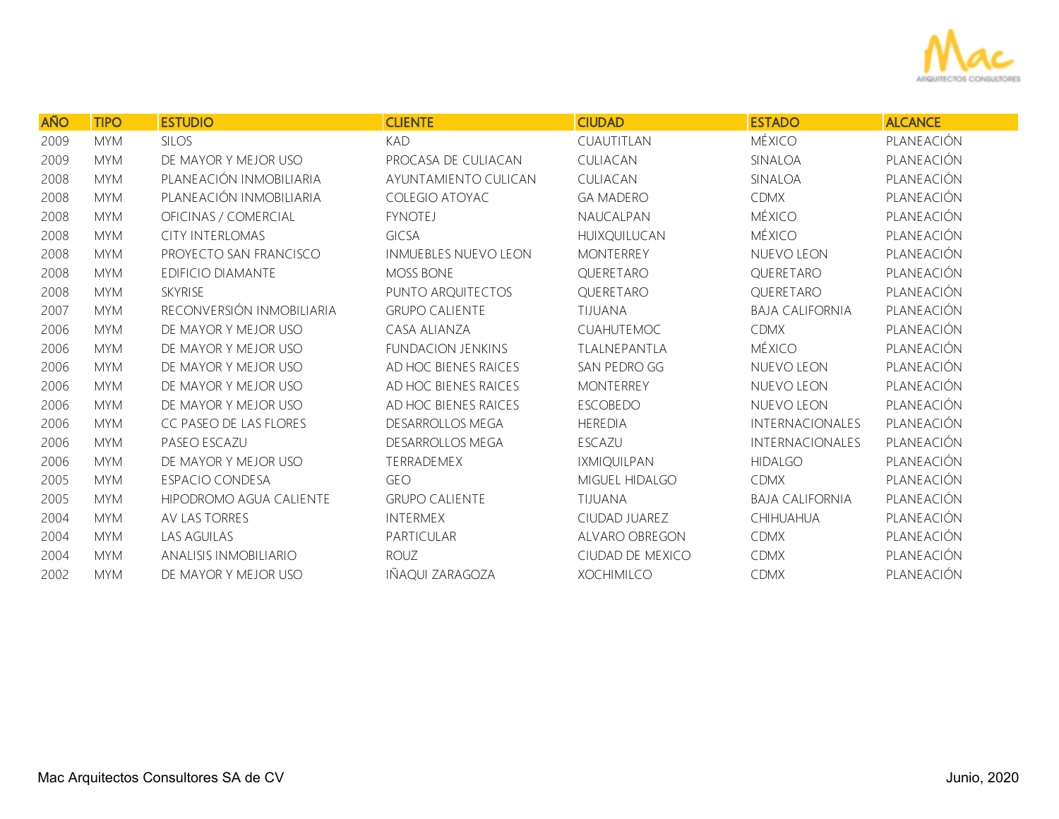| AÑO | TIPO | ESTUDIO | CLIENTE | CIUDAD | ESTADO | ALCANCE |
|---|---|---|---|---|---|---|
| 2009 | MYM | SILOS | KAD | CUAUTITLAN | MÉXICO | PLANEACIÓN |
| 2009 | MYM | DE MAYOR Y MEJOR USO | PROCASA DE CULIACAN | CULIACAN | SINALOA | PLANEACIÓN |
| 2008 | MYM | PLANEACIÓN INMOBILIARIA | AYUNTAMIENTO CULICAN | CULIACAN | SINALOA | PLANEACIÓN |
| 2008 | MYM | PLANEACIÓN INMOBILIARIA | COLEGIO ATOYAC | GA MADERO | CDMX | PLANEACIÓN |
| 2008 | MYM | OFICINAS / COMERCIAL | FYNOTEJ | NAUCALPAN | MÉXICO | PLANEACIÓN |
| 2008 | MYM | CITY INTERLOMAS | GICSA | HUIXQUILUCAN | MÉXICO | PLANEACIÓN |
| 2008 | MYM | PROYECTO SAN FRANCISCO | INMUEBLES NUEVO LEON | MONTERREY | NUEVO LEON | PLANEACIÓN |
| 2008 | MYM | EDIFICIO DIAMANTE | MOSS BONE | QUERETARO | QUERETARO | PLANEACIÓN |
| 2008 | MYM | SKYRISE | PUNTO ARQUITECTOS | QUERETARO | QUERETARO | PLANEACIÓN |
| 2007 | MYM | RECONVERSIÓN INMOBILIARIA | GRUPO CALIENTE | TIJUANA | BAJA CALIFORNIA | PLANEACIÓN |
| 2006 | MYM | DE MAYOR Y MEJOR USO | CASA ALIANZA | CUAHUTEMOC | CDMX | PLANEACIÓN |
| 2006 | MYM | DE MAYOR Y MEJOR USO | FUNDACION JENKINS | TLALNEPANTLA | MÉXICO | PLANEACIÓN |
| 2006 | MYM | DE MAYOR Y MEJOR USO | AD HOC BIENES RAICES | SAN PEDRO GG | NUEVO LEON | PLANEACIÓN |
| 2006 | MYM | DE MAYOR Y MEJOR USO | AD HOC BIENES RAICES | MONTERREY | NUEVO LEON | PLANEACIÓN |
| 2006 | MYM | DE MAYOR Y MEJOR USO | AD HOC BIENES RAICES | ESCOBEDO | NUEVO LEON | PLANEACIÓN |
| 2006 | MYM | CC PASEO DE LAS FLORES | DESARROLLOS MEGA | HEREDIA | INTERNACIONALES | PLANEACIÓN |
| 2006 | MYM | PASEO ESCAZU | DESARROLLOS MEGA | ESCAZU | INTERNACIONALES | PLANEACIÓN |
| 2006 | MYM | DE MAYOR Y MEJOR USO | TERRADEMEX | IXMIQUILPAN | HIDALGO | PLANEACIÓN |
| 2005 | MYM | ESPACIO CONDESA | GEO | MIGUEL HIDALGO | CDMX | PLANEACIÓN |
| 2005 | MYM | HIPODROMO AGUA CALIENTE | GRUPO CALIENTE | TIJUANA | BAJA CALIFORNIA | PLANEACIÓN |
| 2004 | MYM | AV LAS TORRES | INTERMEX | CIUDAD JUAREZ | CHIHUAHUA | PLANEACIÓN |
| 2004 | MYM | LAS AGUILAS | PARTICULAR | ALVARO OBREGON | CDMX | PLANEACIÓN |
| 2004 | MYM | ANALISIS INMOBILIARIO | ROUZ | CIUDAD DE MEXICO | CDMX | PLANEACIÓN |
| 2002 | MYM | DE MAYOR Y MEJOR USO | IÑAQUI ZARAGOZA | XOCHIMILCO | CDMX | PLANEACIÓN |